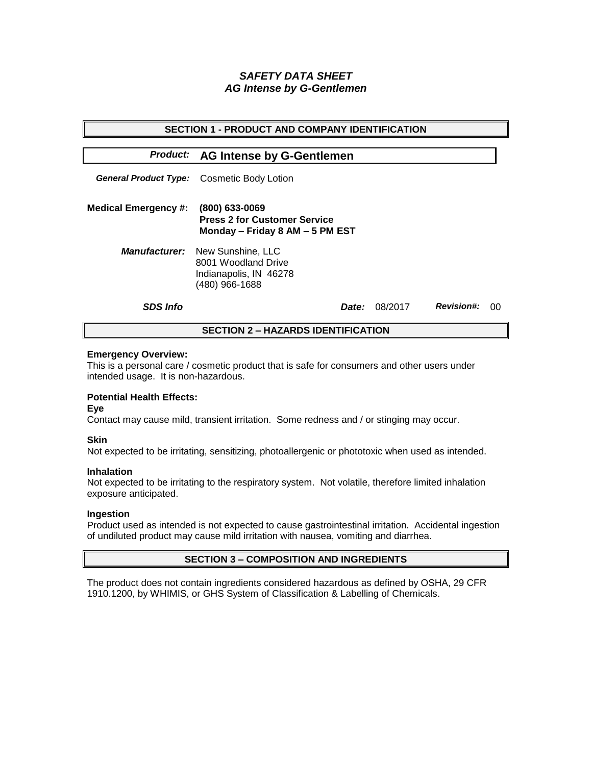# *SAFETY DATA SHEET*
# *AG Intense by G-Gentlemen*

## SECTION 1 - PRODUCT AND COMPANY IDENTIFICATION

***Product:*** **AG Intense by G-Gentlemen**

***General Product Type:*** Cosmetic Body Lotion

**Medical Emergency #:** **(800) 633-0069**
**Press 2 for Customer Service**
**Monday – Friday 8 AM – 5 PM EST**

***Manufacturer:*** New Sunshine, LLC
8001 Woodland Drive
Indianapolis, IN 46278
(480) 966-1688

***SDS Info*** ***Date:*** 08/2017 ***Revision#:*** 00

## SECTION 2 – HAZARDS IDENTIFICATION

**Emergency Overview:**
This is a personal care / cosmetic product that is safe for consumers and other users under intended usage. It is non-hazardous.

**Potential Health Effects:**

**Eye**
Contact may cause mild, transient irritation. Some redness and / or stinging may occur.

**Skin**
Not expected to be irritating, sensitizing, photoallergenic or phototoxic when used as intended.

**Inhalation**
Not expected to be irritating to the respiratory system. Not volatile, therefore limited inhalation exposure anticipated.

**Ingestion**
Product used as intended is not expected to cause gastrointestinal irritation. Accidental ingestion of undiluted product may cause mild irritation with nausea, vomiting and diarrhea.

## SECTION 3 – COMPOSITION AND INGREDIENTS

The product does not contain ingredients considered hazardous as defined by OSHA, 29 CFR 1910.1200, by WHIMIS, or GHS System of Classification & Labelling of Chemicals.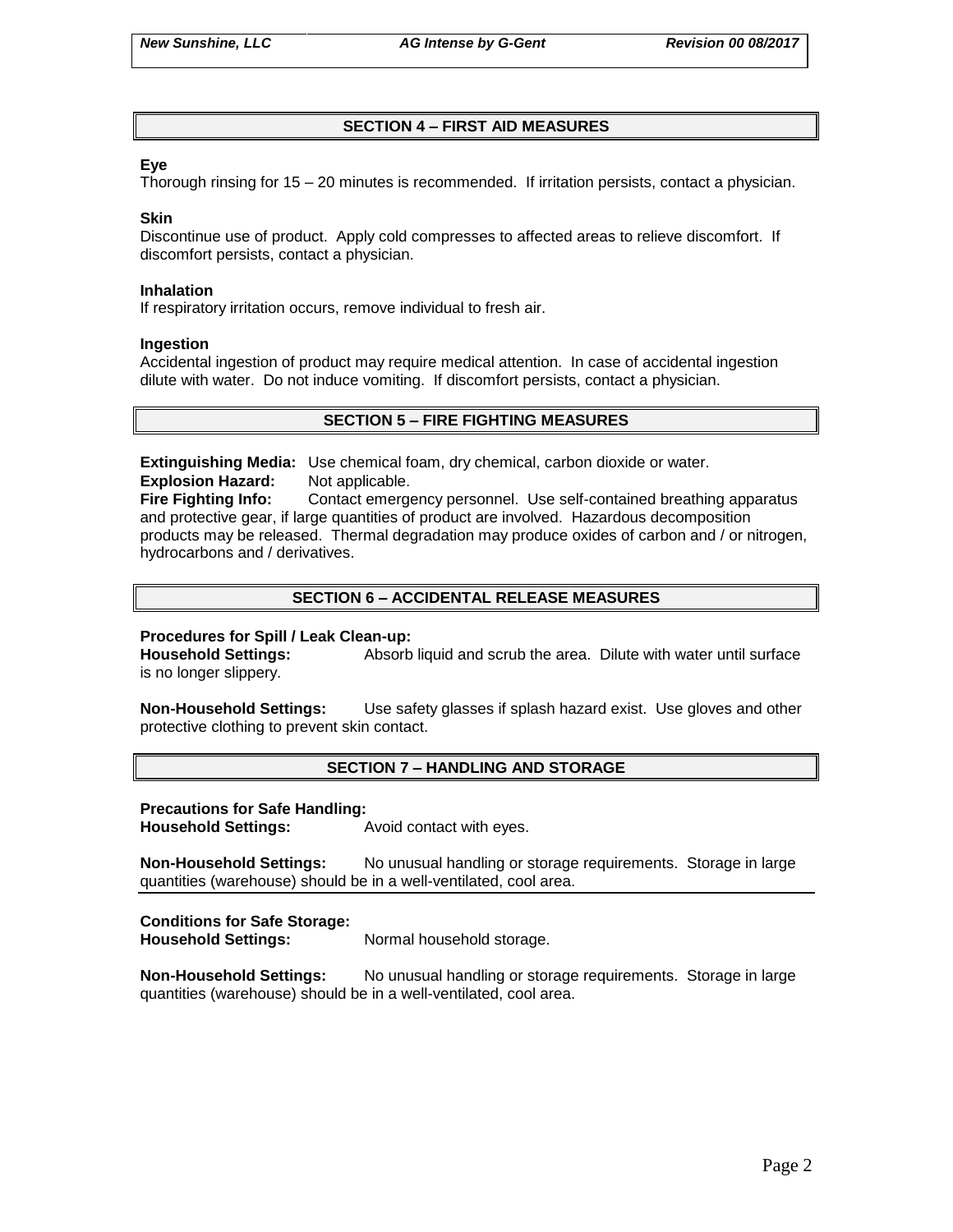## SECTION 4 – FIRST AID MEASURES

**Eye**
Thorough rinsing for 15 – 20 minutes is recommended. If irritation persists, contact a physician.

**Skin**
Discontinue use of product. Apply cold compresses to affected areas to relieve discomfort. If discomfort persists, contact a physician.

**Inhalation**
If respiratory irritation occurs, remove individual to fresh air.

**Ingestion**
Accidental ingestion of product may require medical attention. In case of accidental ingestion dilute with water. Do not induce vomiting. If discomfort persists, contact a physician.

## SECTION 5 – FIRE FIGHTING MEASURES

**Extinguishing Media:** Use chemical foam, dry chemical, carbon dioxide or water.
**Explosion Hazard:** Not applicable.
**Fire Fighting Info:** Contact emergency personnel. Use self-contained breathing apparatus and protective gear, if large quantities of product are involved. Hazardous decomposition products may be released. Thermal degradation may produce oxides of carbon and / or nitrogen, hydrocarbons and / derivatives.

## SECTION 6 – ACCIDENTAL RELEASE MEASURES

**Procedures for Spill / Leak Clean-up:**
**Household Settings:** Absorb liquid and scrub the area. Dilute with water until surface is no longer slippery.

**Non-Household Settings:** Use safety glasses if splash hazard exist. Use gloves and other protective clothing to prevent skin contact.

## SECTION 7 – HANDLING AND STORAGE

**Precautions for Safe Handling:**
**Household Settings:** Avoid contact with eyes.

**Non-Household Settings:** No unusual handling or storage requirements. Storage in large quantities (warehouse) should be in a well-ventilated, cool area.

**Conditions for Safe Storage:**
**Household Settings:** Normal household storage.

**Non-Household Settings:** No unusual handling or storage requirements. Storage in large quantities (warehouse) should be in a well-ventilated, cool area.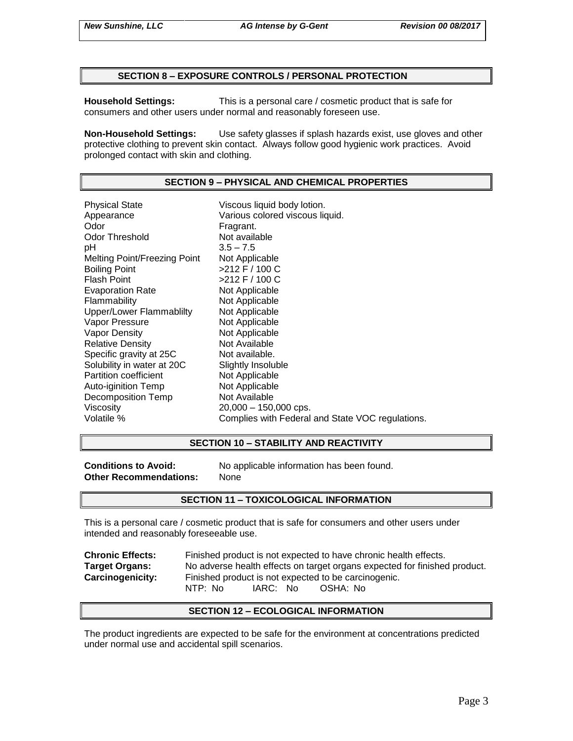## SECTION 8 – EXPOSURE CONTROLS / PERSONAL PROTECTION

**Household Settings:** This is a personal care / cosmetic product that is safe for consumers and other users under normal and reasonably foreseen use.

**Non-Household Settings:** Use safety glasses if splash hazards exist, use gloves and other protective clothing to prevent skin contact. Always follow good hygienic work practices. Avoid prolonged contact with skin and clothing.

## SECTION 9 – PHYSICAL AND CHEMICAL PROPERTIES

| | |
|---|---|
| Physical State | Viscous liquid body lotion. |
| Appearance | Various colored viscous liquid. |
| Odor | Fragrant. |
| Odor Threshold | Not available |
| pH | 3.5 – 7.5 |
| Melting Point/Freezing Point | Not Applicable |
| Boiling Point | >212 F / 100 C |
| Flash Point | >212 F / 100 C |
| Evaporation Rate | Not Applicable |
| Flammability | Not Applicable |
| Upper/Lower Flammablilty | Not Applicable |
| Vapor Pressure | Not Applicable |
| Vapor Density | Not Applicable |
| Relative Density | Not Available |
| Specific gravity at 25C | Not available. |
| Solubility in water at 20C | Slightly Insoluble |
| Partition coefficient | Not Applicable |
| Auto-iginition Temp | Not Applicable |
| Decomposition Temp | Not Available |
| Viscosity | 20,000 – 150,000 cps. |
| Volatile % | Complies with Federal and State VOC regulations. |

## SECTION 10 – STABILITY AND REACTIVITY

**Conditions to Avoid:** No applicable information has been found.
**Other Recommendations:** None

## SECTION 11 – TOXICOLOGICAL INFORMATION

This is a personal care / cosmetic product that is safe for consumers and other users under intended and reasonably foreseeable use.

**Chronic Effects:** Finished product is not expected to have chronic health effects.
**Target Organs:** No adverse health effects on target organs expected for finished product.
**Carcinogenicity:** Finished product is not expected to be carcinogenic.
NTP: No IARC: No OSHA: No

## SECTION 12 – ECOLOGICAL INFORMATION

The product ingredients are expected to be safe for the environment at concentrations predicted under normal use and accidental spill scenarios.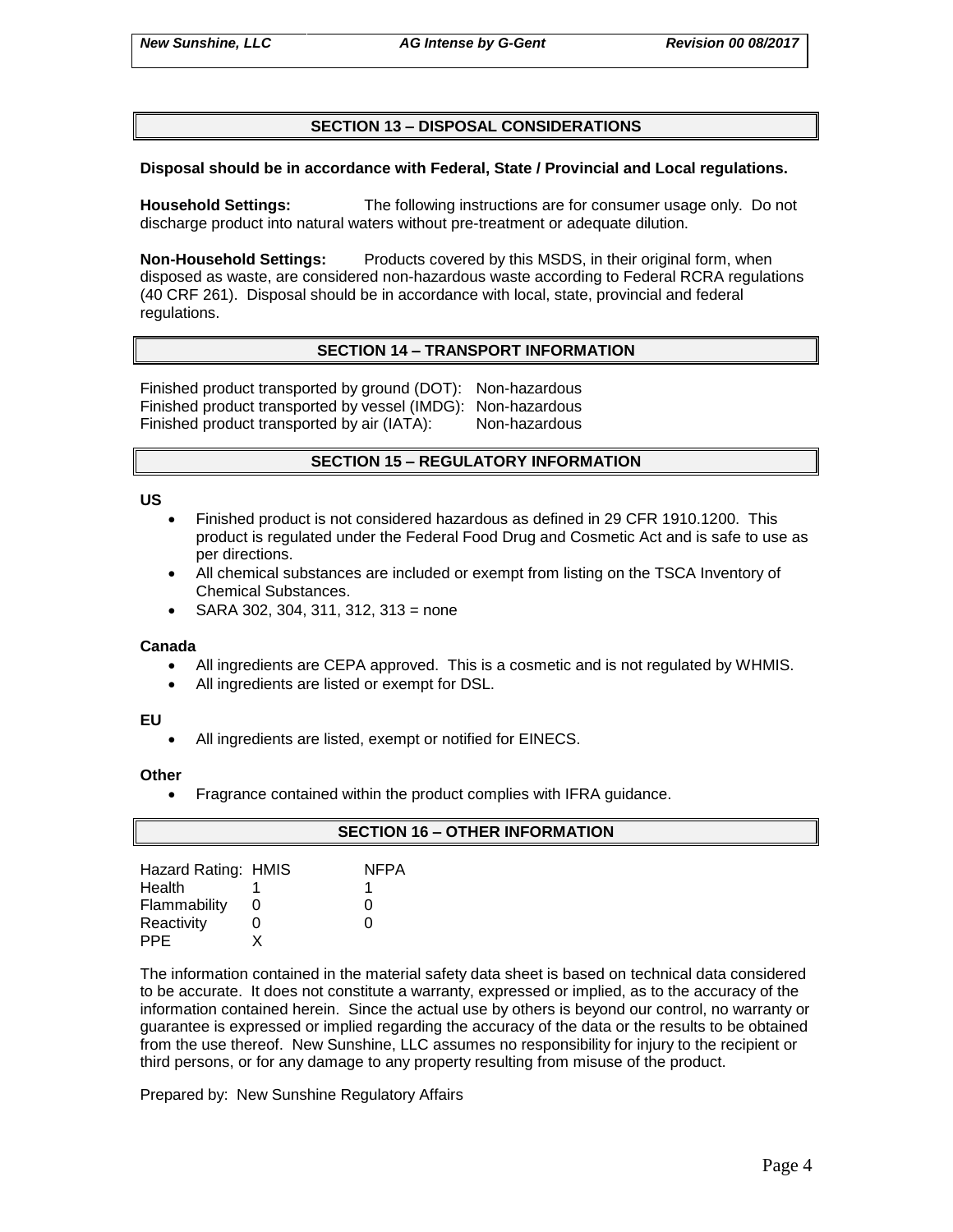## SECTION 13 – DISPOSAL CONSIDERATIONS

**Disposal should be in accordance with Federal, State / Provincial and Local regulations.**

**Household Settings:** The following instructions are for consumer usage only. Do not discharge product into natural waters without pre-treatment or adequate dilution.

**Non-Household Settings:** Products covered by this MSDS, in their original form, when disposed as waste, are considered non-hazardous waste according to Federal RCRA regulations (40 CRF 261). Disposal should be in accordance with local, state, provincial and federal regulations.

## SECTION 14 – TRANSPORT INFORMATION

| | |
|---|---|
| Finished product transported by ground (DOT): | Non-hazardous |
| Finished product transported by vessel (IMDG): | Non-hazardous |
| Finished product transported by air (IATA): | Non-hazardous |

## SECTION 15 – REGULATORY INFORMATION

**US**

- Finished product is not considered hazardous as defined in 29 CFR 1910.1200. This product is regulated under the Federal Food Drug and Cosmetic Act and is safe to use as per directions.
- All chemical substances are included or exempt from listing on the TSCA Inventory of Chemical Substances.
- SARA 302, 304, 311, 312, 313 = none

**Canada**

- All ingredients are CEPA approved. This is a cosmetic and is not regulated by WHMIS.
- All ingredients are listed or exempt for DSL.

**EU**

- All ingredients are listed, exempt or notified for EINECS.

**Other**

- Fragrance contained within the product complies with IFRA guidance.

## SECTION 16 – OTHER INFORMATION

| Hazard Rating: | HMIS | NFPA |
|---|---|---|
| Health | 1 | 1 |
| Flammability | 0 | 0 |
| Reactivity | 0 | 0 |
| PPE | X | |

The information contained in the material safety data sheet is based on technical data considered to be accurate. It does not constitute a warranty, expressed or implied, as to the accuracy of the information contained herein. Since the actual use by others is beyond our control, no warranty or guarantee is expressed or implied regarding the accuracy of the data or the results to be obtained from the use thereof. New Sunshine, LLC assumes no responsibility for injury to the recipient or third persons, or for any damage to any property resulting from misuse of the product.

Prepared by: New Sunshine Regulatory Affairs